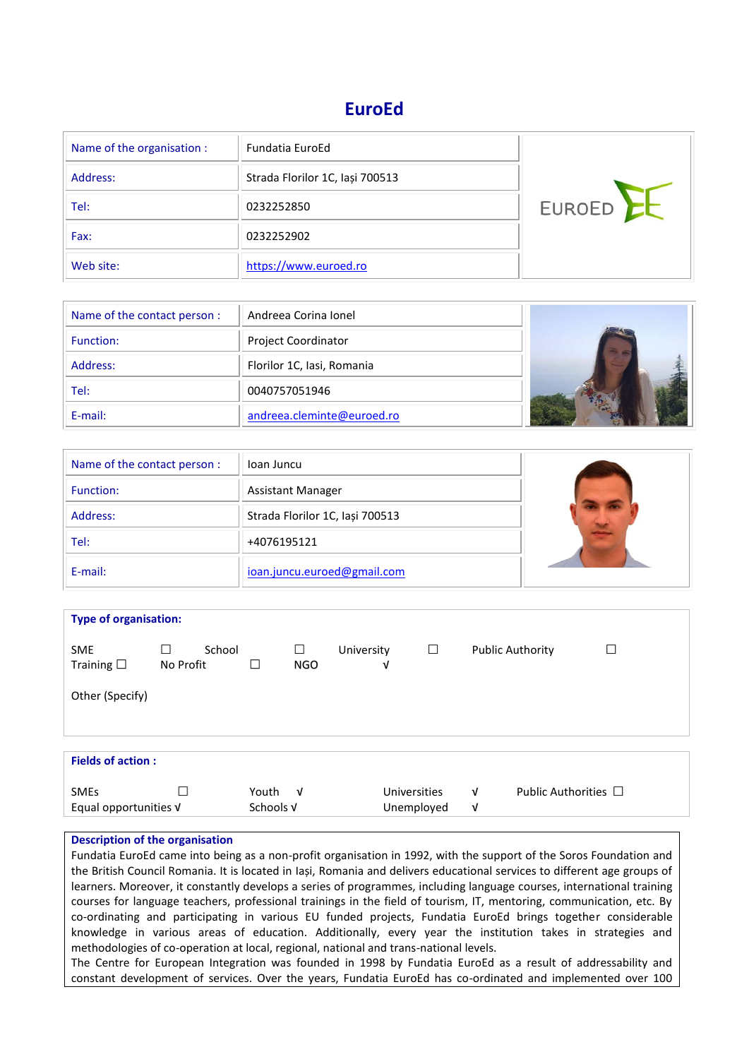# EuroEd

| Name of the organisation : | Fundatia EuroEd |
|---|---|
| Address: | Strada Florilor 1C, Iași 700513 |
| Tel: | 0232252850 |
| Fax: | 0232252902 |
| Web site: | https://www.euroed.ro |

| Name of the contact person : | Andreea Corina Ionel |
|---|---|
| Function: | Project Coordinator |
| Address: | Florilor 1C, Iasi, Romania |
| Tel: | 0040757051946 |
| E-mail: | andreea.cleminte@euroed.ro |

| Name of the contact person : | Ioan Juncu |
|---|---|
| Function: | Assistant Manager |
| Address: | Strada Florilor 1C, Iași 700513 |
| Tel: | +4076195121 |
| E-mail: | ioan.juncu.euroed@gmail.com |

**Type of organisation:**

SME ☐ School ☐ University ☐ Public Authority ☐
Training ☐ No Profit ☐ NGO √

Other (Specify)

**Fields of action :**

SMEs ☐ Youth √ Universities √ Public Authorities ☐
Equal opportunities √ Schools √ Unemployed √

**Description of the organisation**

Fundatia EuroEd came into being as a non-profit organisation in 1992, with the support of the Soros Foundation and the British Council Romania. It is located in Iași, Romania and delivers educational services to different age groups of learners. Moreover, it constantly develops a series of programmes, including language courses, international training courses for language teachers, professional trainings in the field of tourism, IT, mentoring, communication, etc. By co-ordinating and participating in various EU funded projects, Fundatia EuroEd brings together considerable knowledge in various areas of education. Additionally, every year the institution takes in strategies and methodologies of co-operation at local, regional, national and trans-national levels.

The Centre for European Integration was founded in 1998 by Fundatia EuroEd as a result of addressability and constant development of services. Over the years, Fundatia EuroEd has co-ordinated and implemented over 100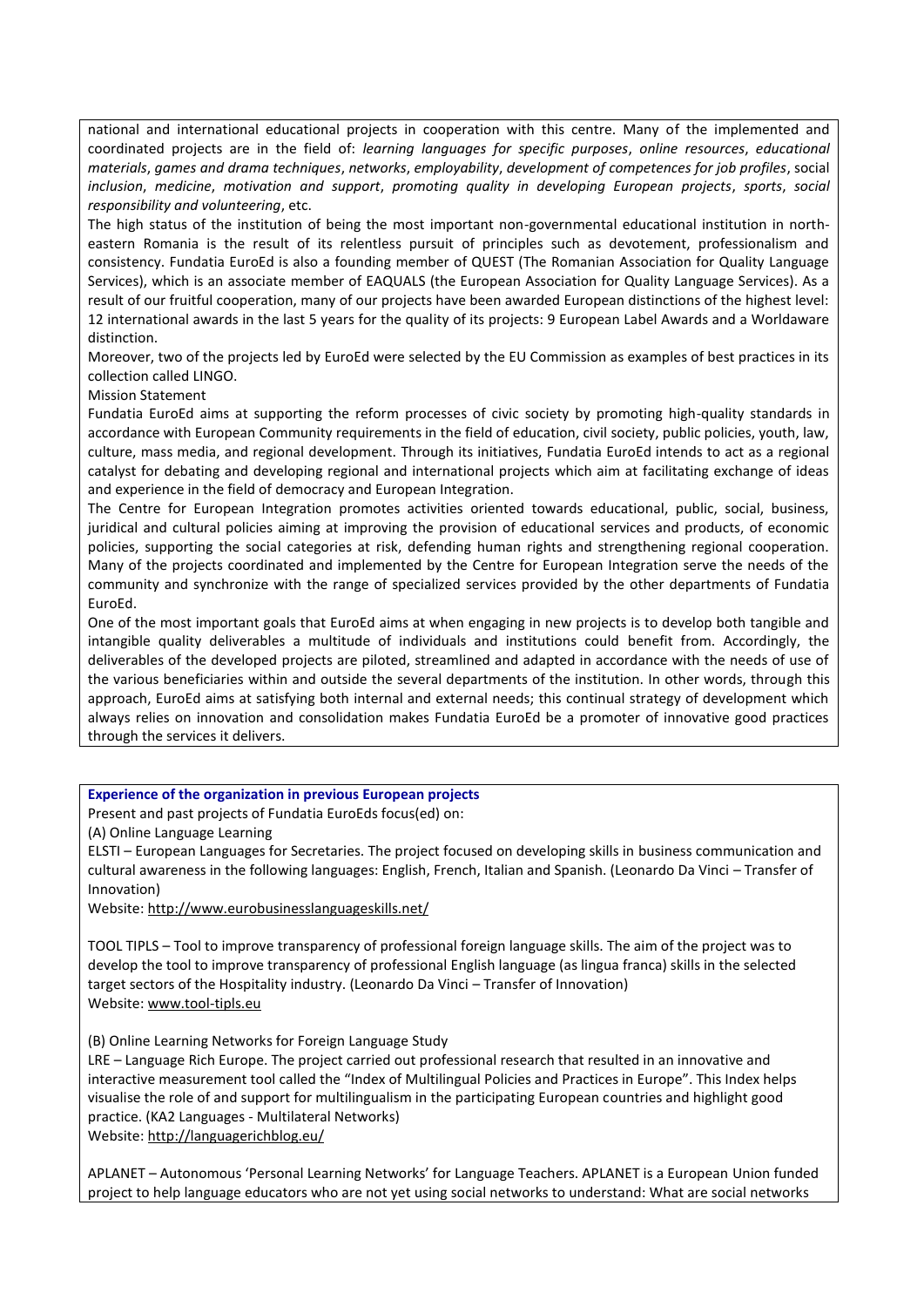national and international educational projects in cooperation with this centre. Many of the implemented and coordinated projects are in the field of: *learning languages for specific purposes*, *online resources*, *educational materials*, *games and drama techniques*, *networks*, *employability*, *development of competences for job profiles*, social *inclusion*, *medicine*, *motivation and support*, *promoting quality in developing European projects*, *sports*, *social responsibility and volunteering*, etc.

The high status of the institution of being the most important non-governmental educational institution in north-eastern Romania is the result of its relentless pursuit of principles such as devotement, professionalism and consistency. Fundatia EuroEd is also a founding member of QUEST (The Romanian Association for Quality Language Services), which is an associate member of EAQUALS (the European Association for Quality Language Services). As a result of our fruitful cooperation, many of our projects have been awarded European distinctions of the highest level: 12 international awards in the last 5 years for the quality of its projects: 9 European Label Awards and a Worldaware distinction.

Moreover, two of the projects led by EuroEd were selected by the EU Commission as examples of best practices in its collection called LINGO.

Mission Statement

Fundatia EuroEd aims at supporting the reform processes of civic society by promoting high-quality standards in accordance with European Community requirements in the field of education, civil society, public policies, youth, law, culture, mass media, and regional development. Through its initiatives, Fundatia EuroEd intends to act as a regional catalyst for debating and developing regional and international projects which aim at facilitating exchange of ideas and experience in the field of democracy and European Integration.

The Centre for European Integration promotes activities oriented towards educational, public, social, business, juridical and cultural policies aiming at improving the provision of educational services and products, of economic policies, supporting the social categories at risk, defending human rights and strengthening regional cooperation. Many of the projects coordinated and implemented by the Centre for European Integration serve the needs of the community and synchronize with the range of specialized services provided by the other departments of Fundatia EuroEd.

One of the most important goals that EuroEd aims at when engaging in new projects is to develop both tangible and intangible quality deliverables a multitude of individuals and institutions could benefit from. Accordingly, the deliverables of the developed projects are piloted, streamlined and adapted in accordance with the needs of use of the various beneficiaries within and outside the several departments of the institution. In other words, through this approach, EuroEd aims at satisfying both internal and external needs; this continual strategy of development which always relies on innovation and consolidation makes Fundatia EuroEd be a promoter of innovative good practices through the services it delivers.

**Experience of the organization in previous European projects**

Present and past projects of Fundatia EuroEds focus(ed) on:

(A) Online Language Learning

ELSTI – European Languages for Secretaries. The project focused on developing skills in business communication and cultural awareness in the following languages: English, French, Italian and Spanish. (Leonardo Da Vinci – Transfer of Innovation)

Website: http://www.eurobusinesslanguageskills.net/

TOOL TIPLS – Tool to improve transparency of professional foreign language skills. The aim of the project was to develop the tool to improve transparency of professional English language (as lingua franca) skills in the selected target sectors of the Hospitality industry. (Leonardo Da Vinci – Transfer of Innovation)

Website: www.tool-tipls.eu

(B) Online Learning Networks for Foreign Language Study

LRE – Language Rich Europe. The project carried out professional research that resulted in an innovative and interactive measurement tool called the "Index of Multilingual Policies and Practices in Europe". This Index helps visualise the role of and support for multilingualism in the participating European countries and highlight good practice. (KA2 Languages - Multilateral Networks)

Website: http://languagerichblog.eu/

APLANET – Autonomous 'Personal Learning Networks' for Language Teachers. APLANET is a European Union funded project to help language educators who are not yet using social networks to understand: What are social networks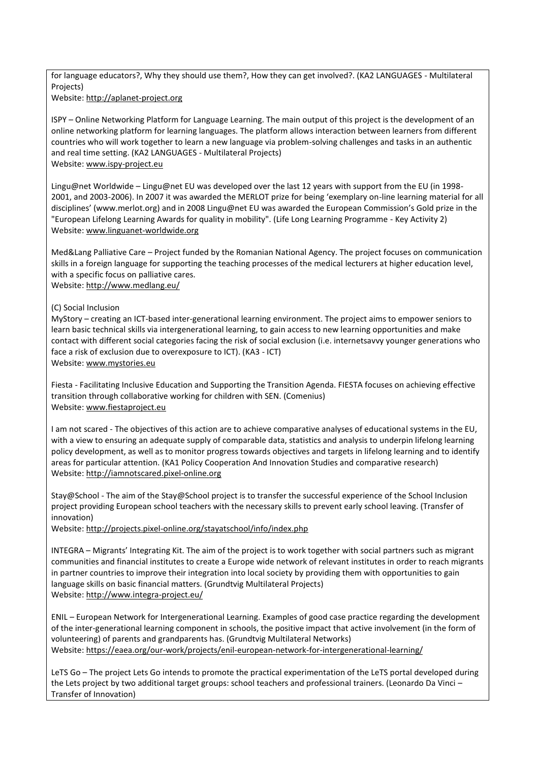for language educators?, Why they should use them?, How they can get involved?. (KA2 LANGUAGES - Multilateral Projects)
Website: http://aplanet-project.org

ISPY – Online Networking Platform for Language Learning. The main output of this project is the development of an online networking platform for learning languages. The platform allows interaction between learners from different countries who will work together to learn a new language via problem-solving challenges and tasks in an authentic and real time setting. (KA2 LANGUAGES - Multilateral Projects)
Website: www.ispy-project.eu

Lingu@net Worldwide – Lingu@net EU was developed over the last 12 years with support from the EU (in 1998-2001, and 2003-2006). In 2007 it was awarded the MERLOT prize for being 'exemplary on-line learning material for all disciplines' (www.merlot.org) and in 2008 Lingu@net EU was awarded the European Commission's Gold prize in the "European Lifelong Learning Awards for quality in mobility". (Life Long Learning Programme - Key Activity 2)
Website: www.linguanet-worldwide.org

Med&Lang Palliative Care – Project funded by the Romanian National Agency. The project focuses on communication skills in a foreign language for supporting the teaching processes of the medical lecturers at higher education level, with a specific focus on palliative cares.
Website: http://www.medlang.eu/

(C) Social Inclusion

MyStory – creating an ICT-based inter-generational learning environment. The project aims to empower seniors to learn basic technical skills via intergenerational learning, to gain access to new learning opportunities and make contact with different social categories facing the risk of social exclusion (i.e. internetsavvy younger generations who face a risk of exclusion due to overexposure to ICT). (KA3 - ICT)
Website: www.mystories.eu

Fiesta - Facilitating Inclusive Education and Supporting the Transition Agenda. FIESTA focuses on achieving effective transition through collaborative working for children with SEN. (Comenius)
Website: www.fiestaproject.eu

I am not scared - The objectives of this action are to achieve comparative analyses of educational systems in the EU, with a view to ensuring an adequate supply of comparable data, statistics and analysis to underpin lifelong learning policy development, as well as to monitor progress towards objectives and targets in lifelong learning and to identify areas for particular attention. (KA1 Policy Cooperation And Innovation Studies and comparative research)
Website: http://iamnotscared.pixel-online.org

Stay@School - The aim of the Stay@School project is to transfer the successful experience of the School Inclusion project providing European school teachers with the necessary skills to prevent early school leaving. (Transfer of innovation)
Website: http://projects.pixel-online.org/stayatschool/info/index.php

INTEGRA – Migrants' Integrating Kit. The aim of the project is to work together with social partners such as migrant communities and financial institutes to create a Europe wide network of relevant institutes in order to reach migrants in partner countries to improve their integration into local society by providing them with opportunities to gain language skills on basic financial matters. (Grundtvig Multilateral Projects)
Website: http://www.integra-project.eu/

ENIL – European Network for Intergenerational Learning. Examples of good case practice regarding the development of the inter-generational learning component in schools, the positive impact that active involvement (in the form of volunteering) of parents and grandparents has. (Grundtvig Multilateral Networks)
Website: https://eaea.org/our-work/projects/enil-european-network-for-intergenerational-learning/

LeTS Go – The project Lets Go intends to promote the practical experimentation of the LeTS portal developed during the Lets project by two additional target groups: school teachers and professional trainers. (Leonardo Da Vinci – Transfer of Innovation)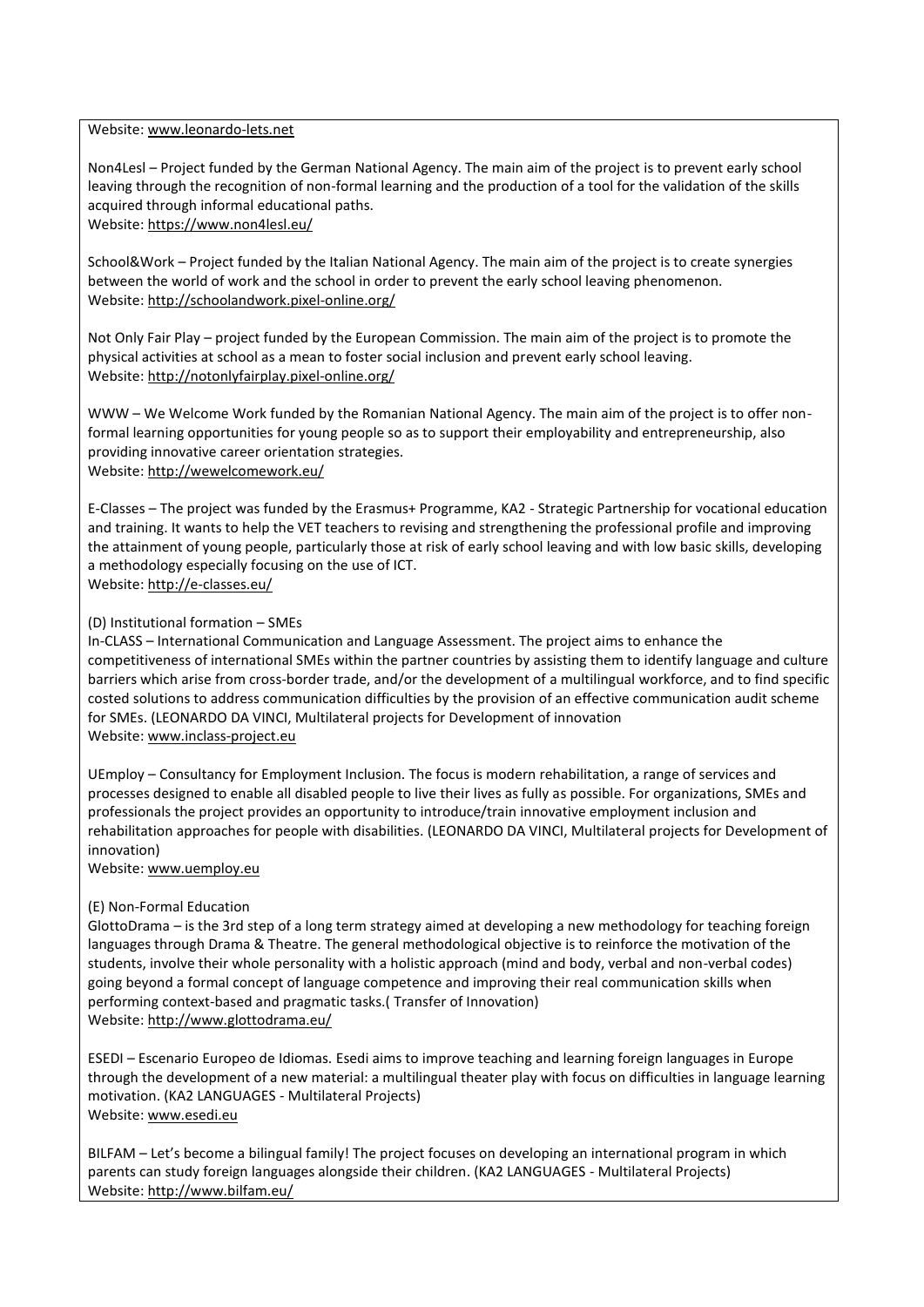Website: www.leonardo-lets.net

Non4Lesl – Project funded by the German National Agency. The main aim of the project is to prevent early school leaving through the recognition of non-formal learning and the production of a tool for the validation of the skills acquired through informal educational paths.
Website: https://www.non4lesl.eu/

School&Work – Project funded by the Italian National Agency. The main aim of the project is to create synergies between the world of work and the school in order to prevent the early school leaving phenomenon.
Website: http://schoolandwork.pixel-online.org/

Not Only Fair Play – project funded by the European Commission. The main aim of the project is to promote the physical activities at school as a mean to foster social inclusion and prevent early school leaving.
Website: http://notonlyfairplay.pixel-online.org/

WWW – We Welcome Work funded by the Romanian National Agency. The main aim of the project is to offer non-formal learning opportunities for young people so as to support their employability and entrepreneurship, also providing innovative career orientation strategies.
Website: http://wewelcomework.eu/

E-Classes – The project was funded by the Erasmus+ Programme, KA2 - Strategic Partnership for vocational education and training. It wants to help the VET teachers to revising and strengthening the professional profile and improving the attainment of young people, particularly those at risk of early school leaving and with low basic skills, developing a methodology especially focusing on the use of ICT.
Website: http://e-classes.eu/

(D) Institutional formation – SMEs

In-CLASS – International Communication and Language Assessment. The project aims to enhance the competitiveness of international SMEs within the partner countries by assisting them to identify language and culture barriers which arise from cross-border trade, and/or the development of a multilingual workforce, and to find specific costed solutions to address communication difficulties by the provision of an effective communication audit scheme for SMEs. (LEONARDO DA VINCI, Multilateral projects for Development of innovation
Website: www.inclass-project.eu

UEmploy – Consultancy for Employment Inclusion. The focus is modern rehabilitation, a range of services and processes designed to enable all disabled people to live their lives as fully as possible. For organizations, SMEs and professionals the project provides an opportunity to introduce/train innovative employment inclusion and rehabilitation approaches for people with disabilities. (LEONARDO DA VINCI, Multilateral projects for Development of innovation)
Website: www.uemploy.eu

(E) Non-Formal Education

GlottoDrama – is the 3rd step of a long term strategy aimed at developing a new methodology for teaching foreign languages through Drama & Theatre. The general methodological objective is to reinforce the motivation of the students, involve their whole personality with a holistic approach (mind and body, verbal and non-verbal codes) going beyond a formal concept of language competence and improving their real communication skills when performing context-based and pragmatic tasks.( Transfer of Innovation)
Website: http://www.glottodrama.eu/

ESEDI – Escenario Europeo de Idiomas. Esedi aims to improve teaching and learning foreign languages in Europe through the development of a new material: a multilingual theater play with focus on difficulties in language learning motivation. (KA2 LANGUAGES - Multilateral Projects)
Website: www.esedi.eu

BILFAM – Let's become a bilingual family! The project focuses on developing an international program in which parents can study foreign languages alongside their children. (KA2 LANGUAGES - Multilateral Projects)
Website: http://www.bilfam.eu/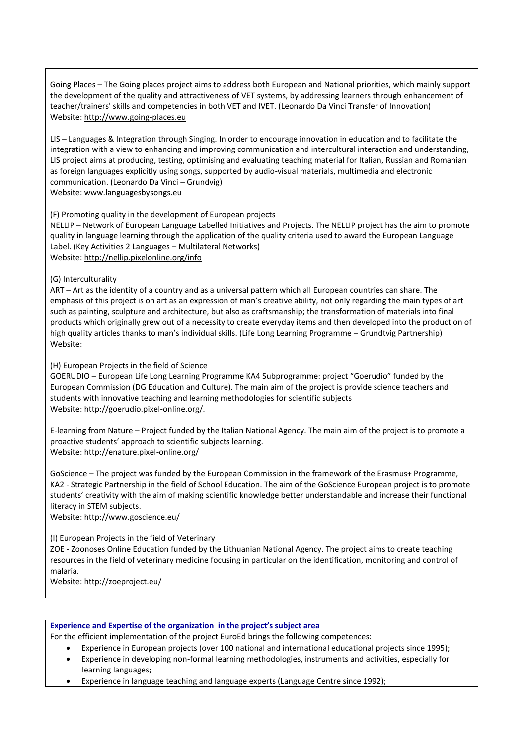Going Places – The Going places project aims to address both European and National priorities, which mainly support the development of the quality and attractiveness of VET systems, by addressing learners through enhancement of teacher/trainers' skills and competencies in both VET and IVET. (Leonardo Da Vinci Transfer of Innovation)
Website: http://www.going-places.eu

LIS – Languages & Integration through Singing. In order to encourage innovation in education and to facilitate the integration with a view to enhancing and improving communication and intercultural interaction and understanding, LIS project aims at producing, testing, optimising and evaluating teaching material for Italian, Russian and Romanian as foreign languages explicitly using songs, supported by audio-visual materials, multimedia and electronic communication. (Leonardo Da Vinci – Grundvig)
Website: www.languagesbysongs.eu

(F) Promoting quality in the development of European projects
NELLIP – Network of European Language Labelled Initiatives and Projects. The NELLIP project has the aim to promote quality in language learning through the application of the quality criteria used to award the European Language Label. (Key Activities 2 Languages – Multilateral Networks)
Website: http://nellip.pixelonline.org/info

(G) Interculturality
ART – Art as the identity of a country and as a universal pattern which all European countries can share. The emphasis of this project is on art as an expression of man's creative ability, not only regarding the main types of art such as painting, sculpture and architecture, but also as craftsmanship; the transformation of materials into final products which originally grew out of a necessity to create everyday items and then developed into the production of high quality articles thanks to man's individual skills. (Life Long Learning Programme – Grundtvig Partnership)
Website:

(H) European Projects in the field of Science
GOERUDIO – European Life Long Learning Programme KA4 Subprogramme: project "Goerudio" funded by the European Commission (DG Education and Culture). The main aim of the project is provide science teachers and students with innovative teaching and learning methodologies for scientific subjects
Website: http://goerudio.pixel-online.org/.

E-learning from Nature – Project funded by the Italian National Agency. The main aim of the project is to promote a proactive students' approach to scientific subjects learning.
Website: http://enature.pixel-online.org/

GoScience – The project was funded by the European Commission in the framework of the Erasmus+ Programme, KA2 - Strategic Partnership in the field of School Education. The aim of the GoScience European project is to promote students' creativity with the aim of making scientific knowledge better understandable and increase their functional literacy in STEM subjects.
Website: http://www.goscience.eu/

(I) European Projects in the field of Veterinary
ZOE - Zoonoses Online Education funded by the Lithuanian National Agency. The project aims to create teaching resources in the field of veterinary medicine focusing in particular on the identification, monitoring and control of malaria.
Website: http://zoeproject.eu/

**Experience and Expertise of the organization in the project's subject area**

For the efficient implementation of the project EuroEd brings the following competences:

- Experience in European projects (over 100 national and international educational projects since 1995);
- Experience in developing non-formal learning methodologies, instruments and activities, especially for learning languages;
- Experience in language teaching and language experts (Language Centre since 1992);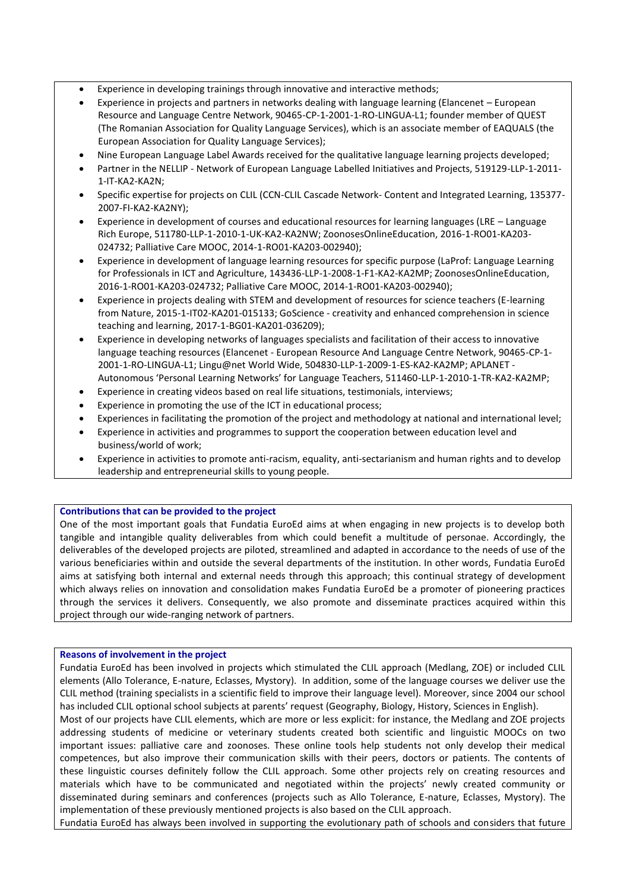- Experience in developing trainings through innovative and interactive methods;
- Experience in projects and partners in networks dealing with language learning (Elancenet – European Resource and Language Centre Network, 90465-CP-1-2001-1-RO-LINGUA-L1; founder member of QUEST (The Romanian Association for Quality Language Services), which is an associate member of EAQUALS (the European Association for Quality Language Services);
- Nine European Language Label Awards received for the qualitative language learning projects developed;
- Partner in the NELLIP - Network of European Language Labelled Initiatives and Projects, 519129-LLP-1-2011-1-IT-KA2-KA2N;
- Specific expertise for projects on CLIL (CCN-CLIL Cascade Network- Content and Integrated Learning, 135377-2007-FI-KA2-KA2NY);
- Experience in development of courses and educational resources for learning languages (LRE – Language Rich Europe, 511780-LLP-1-2010-1-UK-KA2-KA2NW; ZoonosesOnlineEducation, 2016-1-RO01-KA203-024732; Palliative Care MOOC, 2014-1-RO01-KA203-002940);
- Experience in development of language learning resources for specific purpose (LaProf: Language Learning for Professionals in ICT and Agriculture, 143436-LLP-1-2008-1-F1-KA2-KA2MP; ZoonosesOnlineEducation, 2016-1-RO01-KA203-024732; Palliative Care MOOC, 2014-1-RO01-KA203-002940);
- Experience in projects dealing with STEM and development of resources for science teachers (E-learning from Nature, 2015-1-IT02-KA201-015133; GoScience - creativity and enhanced comprehension in science teaching and learning, 2017-1-BG01-KA201-036209);
- Experience in developing networks of languages specialists and facilitation of their access to innovative language teaching resources (Elancenet - European Resource And Language Centre Network, 90465-CP-1-2001-1-RO-LINGUA-L1; Lingu@net World Wide, 504830-LLP-1-2009-1-ES-KA2-KA2MP; APLANET - Autonomous 'Personal Learning Networks' for Language Teachers, 511460-LLP-1-2010-1-TR-KA2-KA2MP;
- Experience in creating videos based on real life situations, testimonials, interviews;
- Experience in promoting the use of the ICT in educational process;
- Experiences in facilitating the promotion of the project and methodology at national and international level;
- Experience in activities and programmes to support the cooperation between education level and business/world of work;
- Experience in activities to promote anti-racism, equality, anti-sectarianism and human rights and to develop leadership and entrepreneurial skills to young people.

**Contributions that can be provided to the project**

One of the most important goals that Fundatia EuroEd aims at when engaging in new projects is to develop both tangible and intangible quality deliverables from which could benefit a multitude of personae. Accordingly, the deliverables of the developed projects are piloted, streamlined and adapted in accordance to the needs of use of the various beneficiaries within and outside the several departments of the institution. In other words, Fundatia EuroEd aims at satisfying both internal and external needs through this approach; this continual strategy of development which always relies on innovation and consolidation makes Fundatia EuroEd be a promoter of pioneering practices through the services it delivers. Consequently, we also promote and disseminate practices acquired within this project through our wide-ranging network of partners.

**Reasons of involvement in the project**

Fundatia EuroEd has been involved in projects which stimulated the CLIL approach (Medlang, ZOE) or included CLIL elements (Allo Tolerance, E-nature, Eclasses, Mystory). In addition, some of the language courses we deliver use the CLIL method (training specialists in a scientific field to improve their language level). Moreover, since 2004 our school has included CLIL optional school subjects at parents' request (Geography, Biology, History, Sciences in English).

Most of our projects have CLIL elements, which are more or less explicit: for instance, the Medlang and ZOE projects addressing students of medicine or veterinary students created both scientific and linguistic MOOCs on two important issues: palliative care and zoonoses. These online tools help students not only develop their medical competences, but also improve their communication skills with their peers, doctors or patients. The contents of these linguistic courses definitely follow the CLIL approach. Some other projects rely on creating resources and materials which have to be communicated and negotiated within the projects' newly created community or disseminated during seminars and conferences (projects such as Allo Tolerance, E-nature, Eclasses, Mystory). The implementation of these previously mentioned projects is also based on the CLIL approach.

Fundatia EuroEd has always been involved in supporting the evolutionary path of schools and considers that future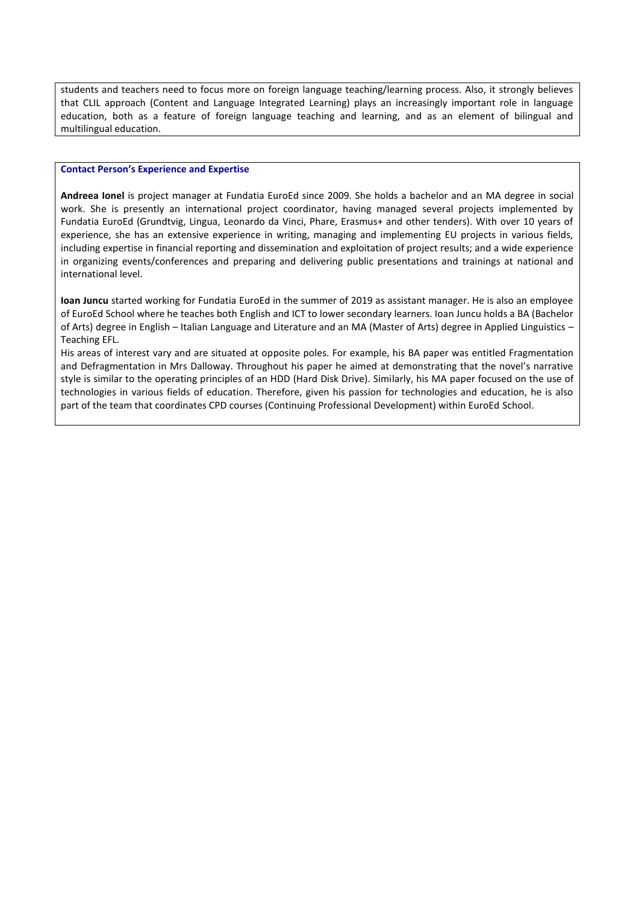students and teachers need to focus more on foreign language teaching/learning process. Also, it strongly believes that CLIL approach (Content and Language Integrated Learning) plays an increasingly important role in language education, both as a feature of foreign language teaching and learning, and as an element of bilingual and multilingual education.

**Contact Person's Experience and Expertise**

**Andreea Ionel** is project manager at Fundatia EuroEd since 2009. She holds a bachelor and an MA degree in social work. She is presently an international project coordinator, having managed several projects implemented by Fundatia EuroEd (Grundtvig, Lingua, Leonardo da Vinci, Phare, Erasmus+ and other tenders). With over 10 years of experience, she has an extensive experience in writing, managing and implementing EU projects in various fields, including expertise in financial reporting and dissemination and exploitation of project results; and a wide experience in organizing events/conferences and preparing and delivering public presentations and trainings at national and international level.

**Ioan Juncu** started working for Fundatia EuroEd in the summer of 2019 as assistant manager. He is also an employee of EuroEd School where he teaches both English and ICT to lower secondary learners. Ioan Juncu holds a BA (Bachelor of Arts) degree in English – Italian Language and Literature and an MA (Master of Arts) degree in Applied Linguistics – Teaching EFL.
His areas of interest vary and are situated at opposite poles. For example, his BA paper was entitled Fragmentation and Defragmentation in Mrs Dalloway. Throughout his paper he aimed at demonstrating that the novel's narrative style is similar to the operating principles of an HDD (Hard Disk Drive). Similarly, his MA paper focused on the use of technologies in various fields of education. Therefore, given his passion for technologies and education, he is also part of the team that coordinates CPD courses (Continuing Professional Development) within EuroEd School.